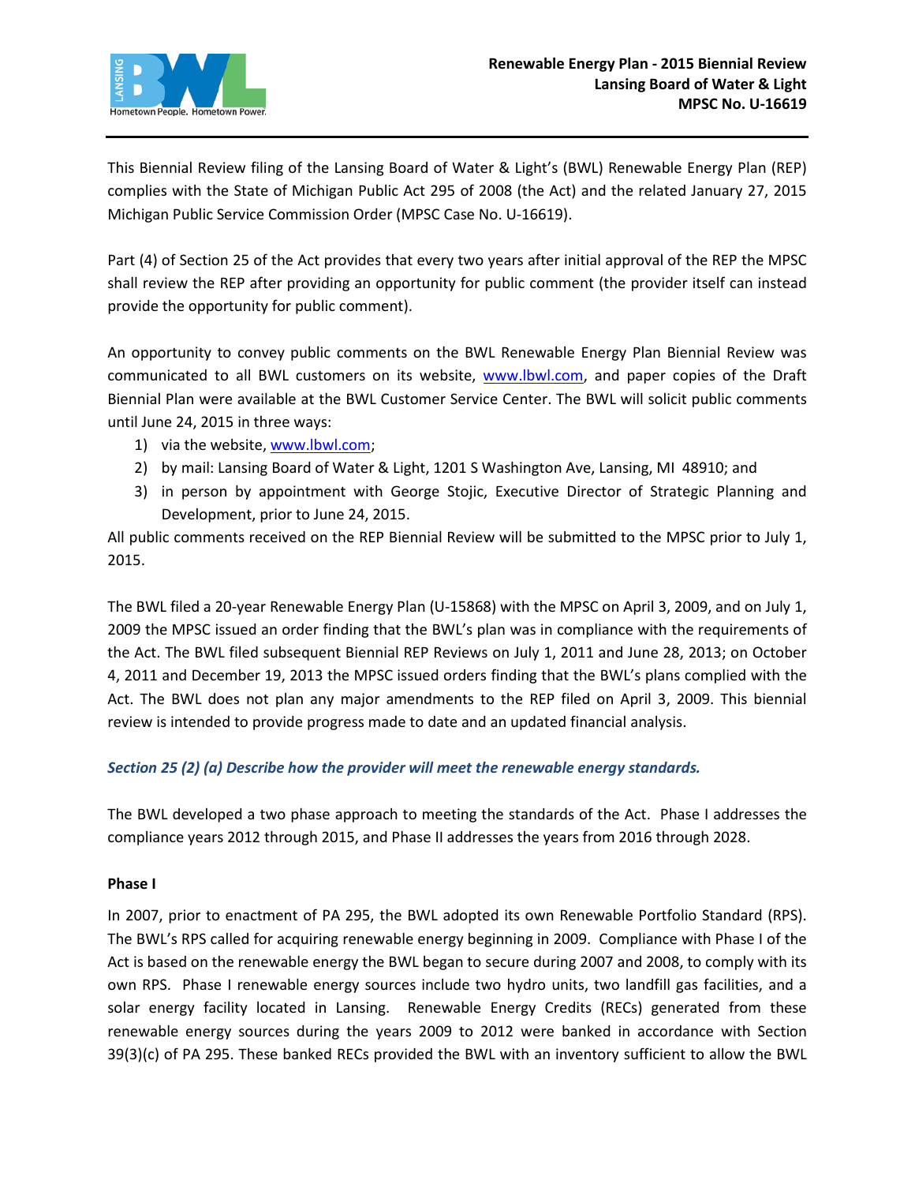# Renewable Energy Plan - 2015 Biennial Review
## Lansing Board of Water & Light
## MPSC No. U-16619

This Biennial Review filing of the Lansing Board of Water & Light's (BWL) Renewable Energy Plan (REP) complies with the State of Michigan Public Act 295 of 2008 (the Act) and the related January 27, 2015 Michigan Public Service Commission Order (MPSC Case No. U-16619).

Part (4) of Section 25 of the Act provides that every two years after initial approval of the REP the MPSC shall review the REP after providing an opportunity for public comment (the provider itself can instead provide the opportunity for public comment).

An opportunity to convey public comments on the BWL Renewable Energy Plan Biennial Review was communicated to all BWL customers on its website, www.lbwl.com, and paper copies of the Draft Biennial Plan were available at the BWL Customer Service Center. The BWL will solicit public comments until June 24, 2015 in three ways:

1) via the website, www.lbwl.com;
2) by mail: Lansing Board of Water & Light, 1201 S Washington Ave, Lansing, MI 48910; and
3) in person by appointment with George Stojic, Executive Director of Strategic Planning and Development, prior to June 24, 2015.

All public comments received on the REP Biennial Review will be submitted to the MPSC prior to July 1, 2015.

The BWL filed a 20-year Renewable Energy Plan (U-15868) with the MPSC on April 3, 2009, and on July 1, 2009 the MPSC issued an order finding that the BWL's plan was in compliance with the requirements of the Act. The BWL filed subsequent Biennial REP Reviews on July 1, 2011 and June 28, 2013; on October 4, 2011 and December 19, 2013 the MPSC issued orders finding that the BWL's plans complied with the Act. The BWL does not plan any major amendments to the REP filed on April 3, 2009. This biennial review is intended to provide progress made to date and an updated financial analysis.

### *Section 25 (2) (a) Describe how the provider will meet the renewable energy standards.*

The BWL developed a two phase approach to meeting the standards of the Act. Phase I addresses the compliance years 2012 through 2015, and Phase II addresses the years from 2016 through 2028.

**Phase I**

In 2007, prior to enactment of PA 295, the BWL adopted its own Renewable Portfolio Standard (RPS). The BWL's RPS called for acquiring renewable energy beginning in 2009. Compliance with Phase I of the Act is based on the renewable energy the BWL began to secure during 2007 and 2008, to comply with its own RPS. Phase I renewable energy sources include two hydro units, two landfill gas facilities, and a solar energy facility located in Lansing. Renewable Energy Credits (RECs) generated from these renewable energy sources during the years 2009 to 2012 were banked in accordance with Section 39(3)(c) of PA 295. These banked RECs provided the BWL with an inventory sufficient to allow the BWL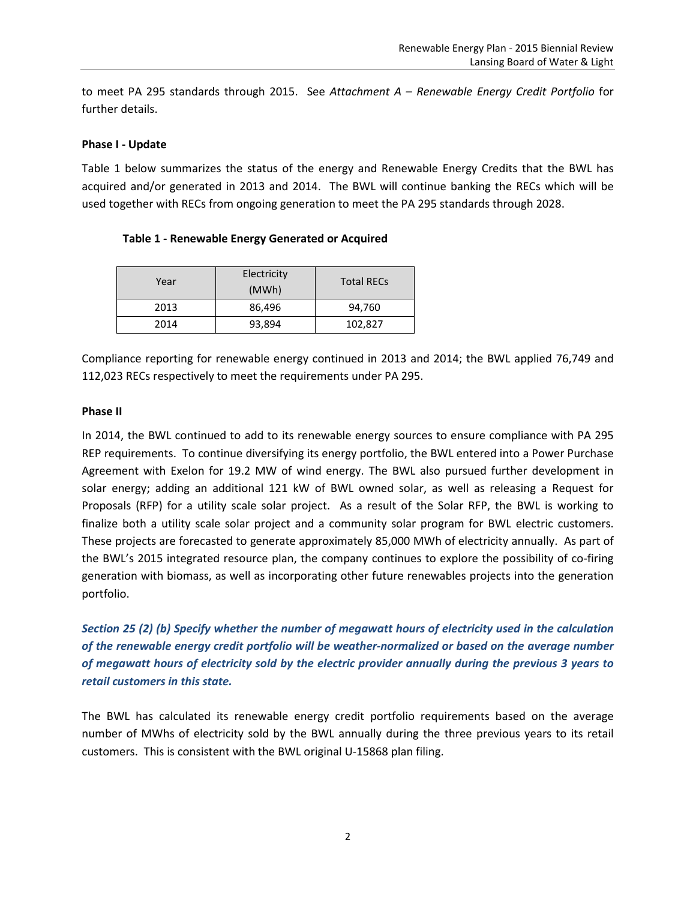to meet PA 295 standards through 2015. See *Attachment A – Renewable Energy Credit Portfolio* for further details.

**Phase I - Update**

Table 1 below summarizes the status of the energy and Renewable Energy Credits that the BWL has acquired and/or generated in 2013 and 2014. The BWL will continue banking the RECs which will be used together with RECs from ongoing generation to meet the PA 295 standards through 2028.

**Table 1 - Renewable Energy Generated or Acquired**

| Year | Electricity (MWh) | Total RECs |
|---|---|---|
| 2013 | 86,496 | 94,760 |
| 2014 | 93,894 | 102,827 |

Compliance reporting for renewable energy continued in 2013 and 2014; the BWL applied 76,749 and 112,023 RECs respectively to meet the requirements under PA 295.

**Phase II**

In 2014, the BWL continued to add to its renewable energy sources to ensure compliance with PA 295 REP requirements. To continue diversifying its energy portfolio, the BWL entered into a Power Purchase Agreement with Exelon for 19.2 MW of wind energy. The BWL also pursued further development in solar energy; adding an additional 121 kW of BWL owned solar, as well as releasing a Request for Proposals (RFP) for a utility scale solar project. As a result of the Solar RFP, the BWL is working to finalize both a utility scale solar project and a community solar program for BWL electric customers. These projects are forecasted to generate approximately 85,000 MWh of electricity annually. As part of the BWL's 2015 integrated resource plan, the company continues to explore the possibility of co-firing generation with biomass, as well as incorporating other future renewables projects into the generation portfolio.

***Section 25 (2) (b) Specify whether the number of megawatt hours of electricity used in the calculation of the renewable energy credit portfolio will be weather-normalized or based on the average number of megawatt hours of electricity sold by the electric provider annually during the previous 3 years to retail customers in this state.***

The BWL has calculated its renewable energy credit portfolio requirements based on the average number of MWhs of electricity sold by the BWL annually during the three previous years to its retail customers. This is consistent with the BWL original U-15868 plan filing.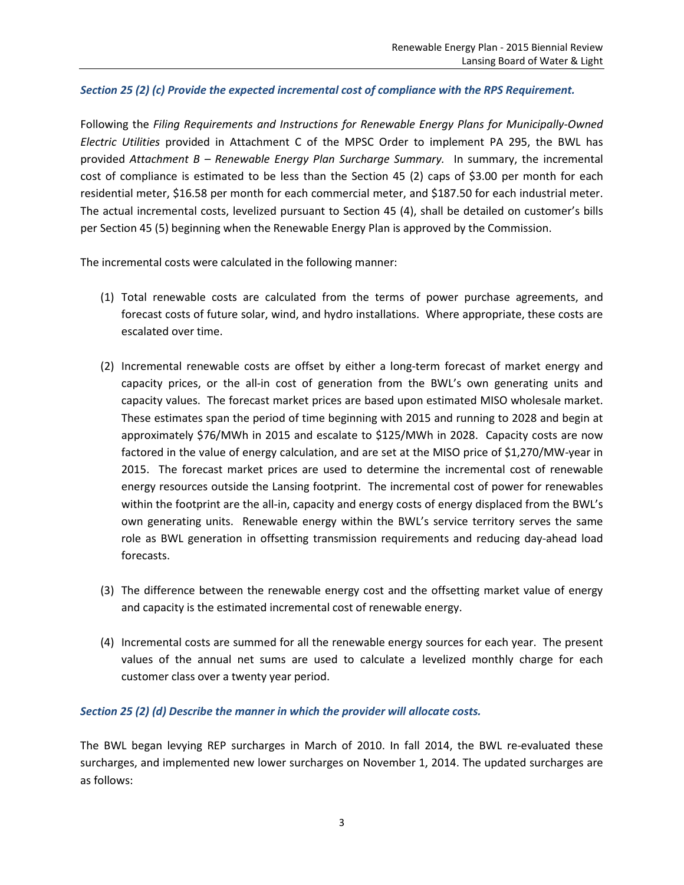*Section 25 (2) (c) Provide the expected incremental cost of compliance with the RPS Requirement.*

Following the *Filing Requirements and Instructions for Renewable Energy Plans for Municipally-Owned Electric Utilities* provided in Attachment C of the MPSC Order to implement PA 295, the BWL has provided *Attachment B – Renewable Energy Plan Surcharge Summary.* In summary, the incremental cost of compliance is estimated to be less than the Section 45 (2) caps of $3.00 per month for each residential meter, $16.58 per month for each commercial meter, and $187.50 for each industrial meter. The actual incremental costs, levelized pursuant to Section 45 (4), shall be detailed on customer's bills per Section 45 (5) beginning when the Renewable Energy Plan is approved by the Commission.

The incremental costs were calculated in the following manner:

(1) Total renewable costs are calculated from the terms of power purchase agreements, and forecast costs of future solar, wind, and hydro installations. Where appropriate, these costs are escalated over time.

(2) Incremental renewable costs are offset by either a long-term forecast of market energy and capacity prices, or the all-in cost of generation from the BWL's own generating units and capacity values. The forecast market prices are based upon estimated MISO wholesale market. These estimates span the period of time beginning with 2015 and running to 2028 and begin at approximately $76/MWh in 2015 and escalate to $125/MWh in 2028. Capacity costs are now factored in the value of energy calculation, and are set at the MISO price of $1,270/MW-year in 2015. The forecast market prices are used to determine the incremental cost of renewable energy resources outside the Lansing footprint. The incremental cost of power for renewables within the footprint are the all-in, capacity and energy costs of energy displaced from the BWL's own generating units. Renewable energy within the BWL's service territory serves the same role as BWL generation in offsetting transmission requirements and reducing day-ahead load forecasts.

(3) The difference between the renewable energy cost and the offsetting market value of energy and capacity is the estimated incremental cost of renewable energy.

(4) Incremental costs are summed for all the renewable energy sources for each year. The present values of the annual net sums are used to calculate a levelized monthly charge for each customer class over a twenty year period.

*Section 25 (2) (d) Describe the manner in which the provider will allocate costs.*

The BWL began levying REP surcharges in March of 2010. In fall 2014, the BWL re-evaluated these surcharges, and implemented new lower surcharges on November 1, 2014. The updated surcharges are as follows: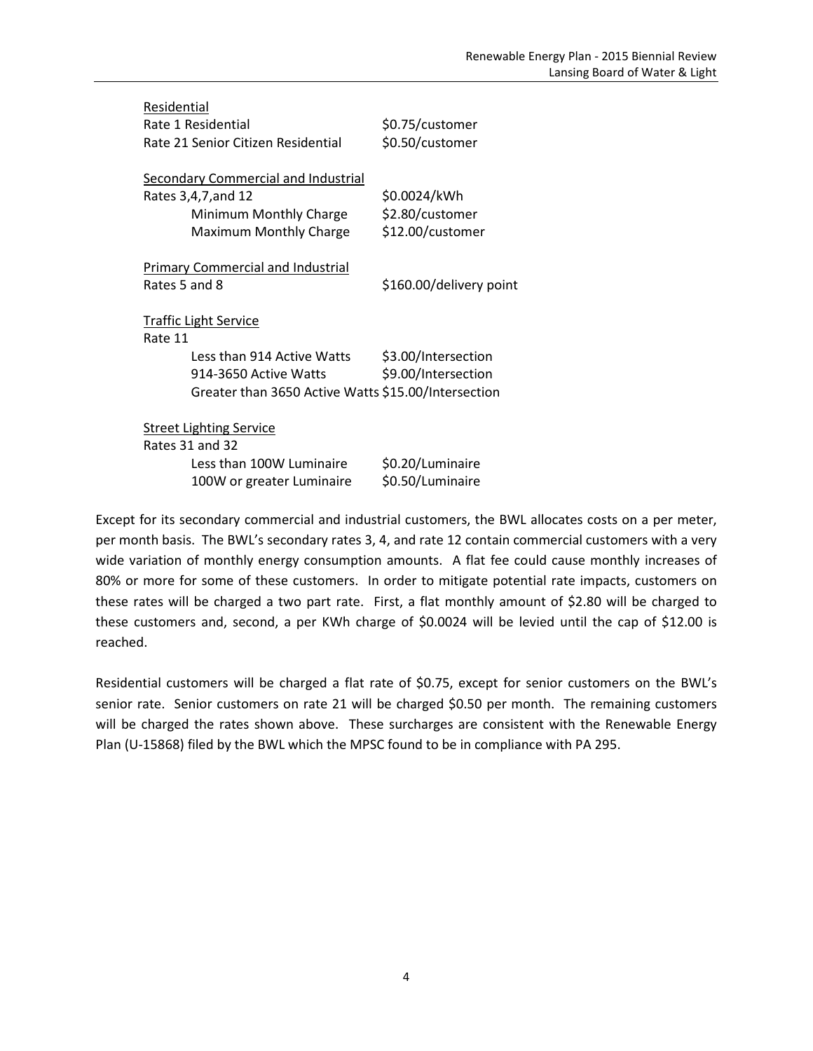| | |
|---|---|
| <u>Residential</u> | |
| Rate 1 Residential | \$0.75/customer |
| Rate 21 Senior Citizen Residential | \$0.50/customer |
| | |
| <u>Secondary Commercial and Industrial</u> | |
| Rates 3,4,7,and 12 | \$0.0024/kWh |
| Minimum Monthly Charge | \$2.80/customer |
| Maximum Monthly Charge | \$12.00/customer |
| | |
| <u>Primary Commercial and Industrial</u> | |
| Rates 5 and 8 | \$160.00/delivery point |
| | |
| <u>Traffic Light Service</u> | |
| Rate 11 | |
| Less than 914 Active Watts | \$3.00/Intersection |
| 914-3650 Active Watts | \$9.00/Intersection |
| Greater than 3650 Active Watts | \$15.00/Intersection |
| | |
| <u>Street Lighting Service</u> | |
| Rates 31 and 32 | |
| Less than 100W Luminaire | \$0.20/Luminaire |
| 100W or greater Luminaire | \$0.50/Luminaire |

Except for its secondary commercial and industrial customers, the BWL allocates costs on a per meter, per month basis. The BWL's secondary rates 3, 4, and rate 12 contain commercial customers with a very wide variation of monthly energy consumption amounts. A flat fee could cause monthly increases of 80% or more for some of these customers. In order to mitigate potential rate impacts, customers on these rates will be charged a two part rate. First, a flat monthly amount of \$2.80 will be charged to these customers and, second, a per KWh charge of \$0.0024 will be levied until the cap of \$12.00 is reached.

Residential customers will be charged a flat rate of \$0.75, except for senior customers on the BWL's senior rate. Senior customers on rate 21 will be charged \$0.50 per month. The remaining customers will be charged the rates shown above. These surcharges are consistent with the Renewable Energy Plan (U-15868) filed by the BWL which the MPSC found to be in compliance with PA 295.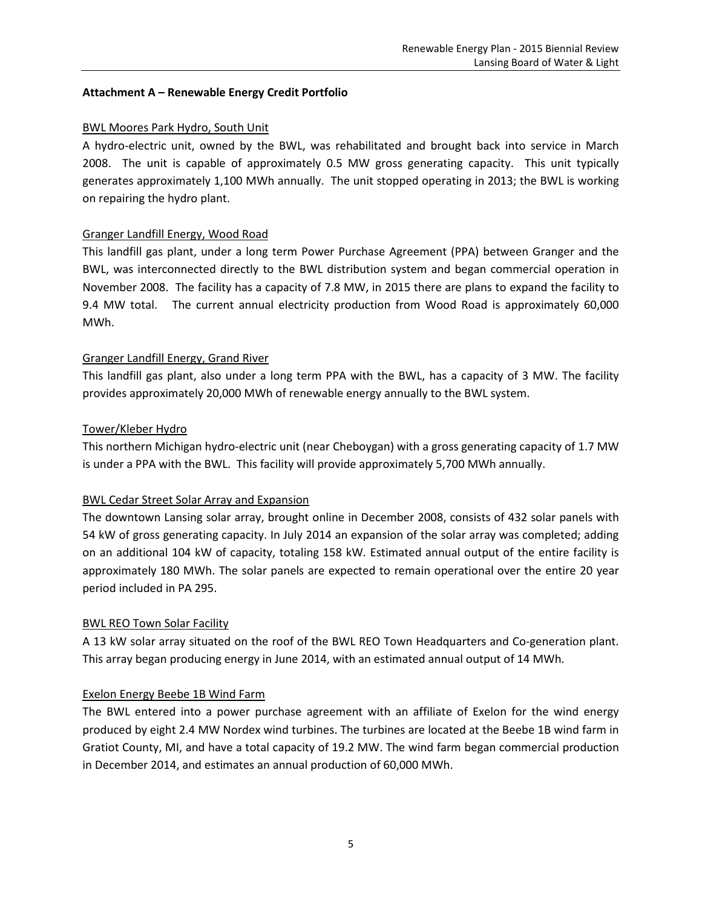## Attachment A – Renewable Energy Credit Portfolio

<u>BWL Moores Park Hydro, South Unit</u>

A hydro-electric unit, owned by the BWL, was rehabilitated and brought back into service in March 2008. The unit is capable of approximately 0.5 MW gross generating capacity. This unit typically generates approximately 1,100 MWh annually. The unit stopped operating in 2013; the BWL is working on repairing the hydro plant.

<u>Granger Landfill Energy, Wood Road</u>

This landfill gas plant, under a long term Power Purchase Agreement (PPA) between Granger and the BWL, was interconnected directly to the BWL distribution system and began commercial operation in November 2008. The facility has a capacity of 7.8 MW, in 2015 there are plans to expand the facility to 9.4 MW total. The current annual electricity production from Wood Road is approximately 60,000 MWh.

<u>Granger Landfill Energy, Grand River</u>

This landfill gas plant, also under a long term PPA with the BWL, has a capacity of 3 MW. The facility provides approximately 20,000 MWh of renewable energy annually to the BWL system.

<u>Tower/Kleber Hydro</u>

This northern Michigan hydro-electric unit (near Cheboygan) with a gross generating capacity of 1.7 MW is under a PPA with the BWL. This facility will provide approximately 5,700 MWh annually.

<u>BWL Cedar Street Solar Array and Expansion</u>

The downtown Lansing solar array, brought online in December 2008, consists of 432 solar panels with 54 kW of gross generating capacity. In July 2014 an expansion of the solar array was completed; adding on an additional 104 kW of capacity, totaling 158 kW. Estimated annual output of the entire facility is approximately 180 MWh. The solar panels are expected to remain operational over the entire 20 year period included in PA 295.

<u>BWL REO Town Solar Facility</u>

A 13 kW solar array situated on the roof of the BWL REO Town Headquarters and Co-generation plant. This array began producing energy in June 2014, with an estimated annual output of 14 MWh.

<u>Exelon Energy Beebe 1B Wind Farm</u>

The BWL entered into a power purchase agreement with an affiliate of Exelon for the wind energy produced by eight 2.4 MW Nordex wind turbines. The turbines are located at the Beebe 1B wind farm in Gratiot County, MI, and have a total capacity of 19.2 MW. The wind farm began commercial production in December 2014, and estimates an annual production of 60,000 MWh.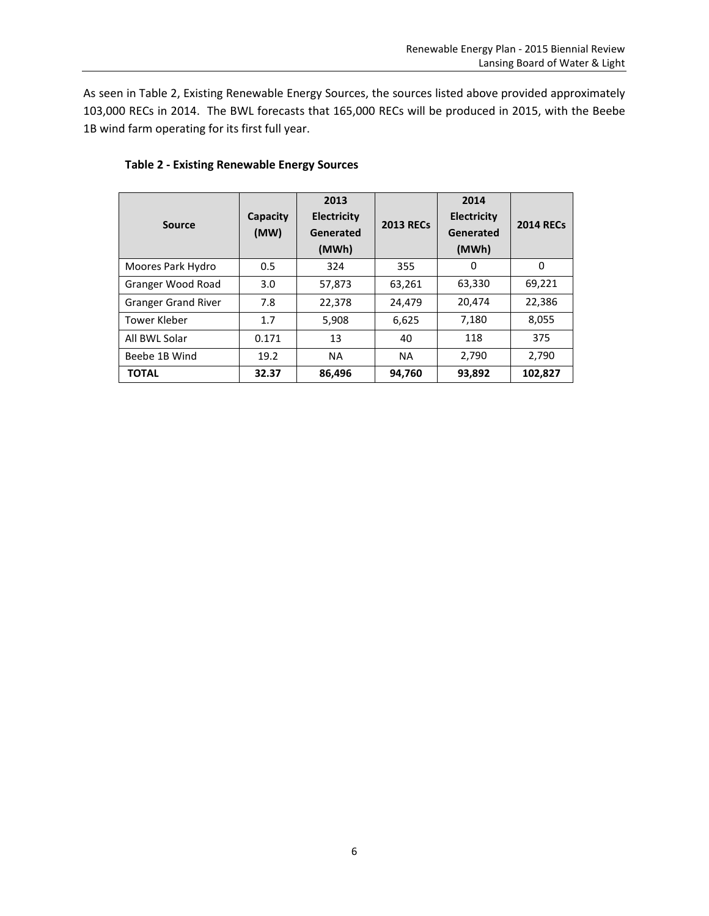As seen in Table 2, Existing Renewable Energy Sources, the sources listed above provided approximately 103,000 RECs in 2014. The BWL forecasts that 165,000 RECs will be produced in 2015, with the Beebe 1B wind farm operating for its first full year.

**Table 2 - Existing Renewable Energy Sources**

| Source | Capacity (MW) | 2013 Electricity Generated (MWh) | 2013 RECs | 2014 Electricity Generated (MWh) | 2014 RECs |
|---|---|---|---|---|---|
| Moores Park Hydro | 0.5 | 324 | 355 | 0 | 0 |
| Granger Wood Road | 3.0 | 57,873 | 63,261 | 63,330 | 69,221 |
| Granger Grand River | 7.8 | 22,378 | 24,479 | 20,474 | 22,386 |
| Tower Kleber | 1.7 | 5,908 | 6,625 | 7,180 | 8,055 |
| All BWL Solar | 0.171 | 13 | 40 | 118 | 375 |
| Beebe 1B Wind | 19.2 | NA | NA | 2,790 | 2,790 |
| **TOTAL** | **32.37** | **86,496** | **94,760** | **93,892** | **102,827** |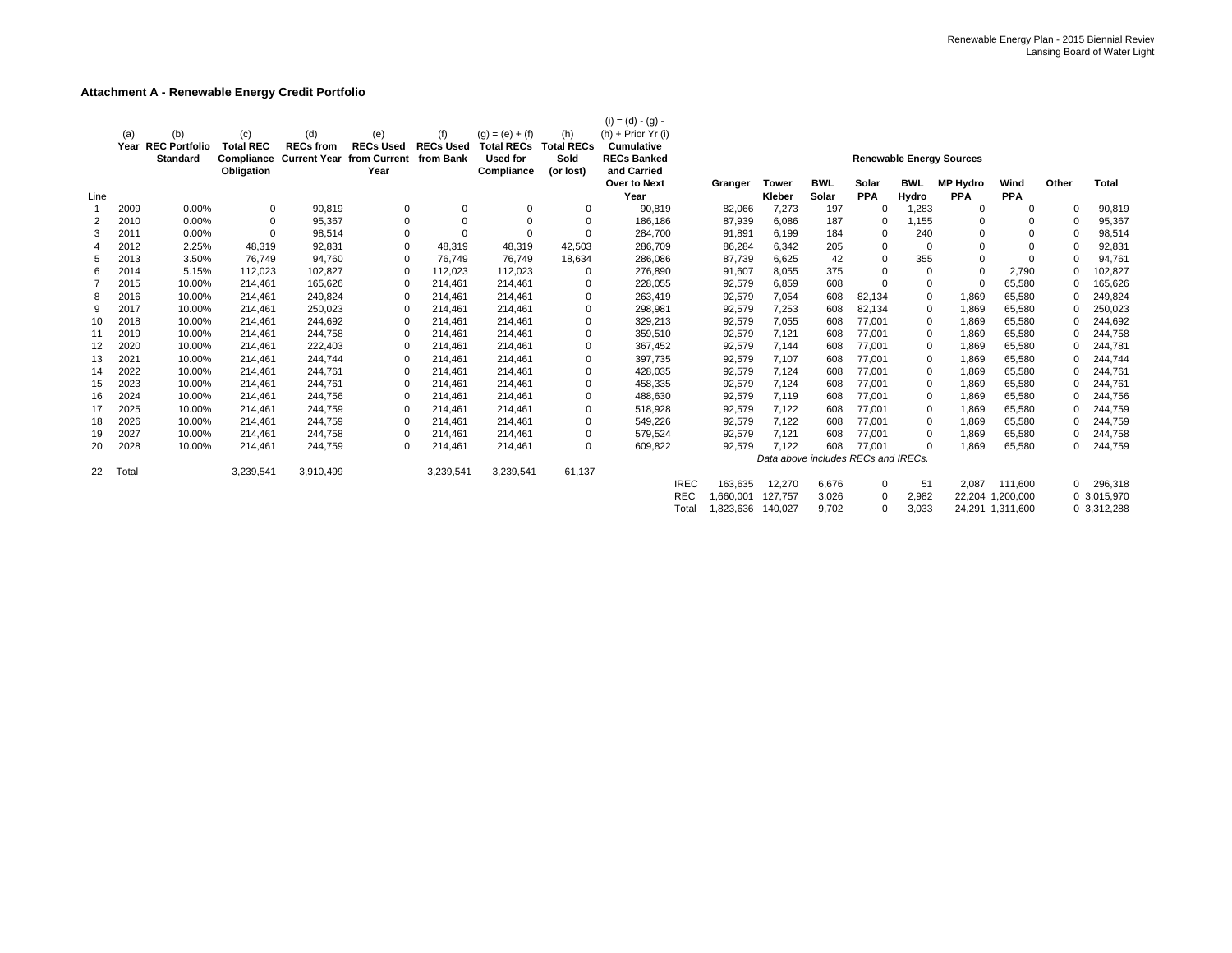## Attachment A - Renewable Energy Credit Portfolio

| Line | (a) Year | (b) REC Portfolio Standard | (c) Total REC Compliance Obligation | (d) RECs from Current Year | (e) RECs Used from Current Year | (f) RECs Used from Bank | (g) = (e) + (f) Total RECs Used for Compliance | (h) Total RECs Sold (or lost) | (i) = (d) - (g) - (h) + Prior Yr (i) Cumulative RECs Banked and Carried Over to Next Year |
|---|---|---|---|---|---|---|---|---|---|
| 1 | 2009 | 0.00% | 0 | 90,819 | 0 | 0 | 0 | 0 | 90,819 |
| 2 | 2010 | 0.00% | 0 | 95,367 | 0 | 0 | 0 | 0 | 186,186 |
| 3 | 2011 | 0.00% | 0 | 98,514 | 0 | 0 | 0 | 0 | 284,700 |
| 4 | 2012 | 2.25% | 48,319 | 92,831 | 0 | 48,319 | 48,319 | 42,503 | 286,709 |
| 5 | 2013 | 3.50% | 76,749 | 94,760 | 0 | 76,749 | 76,749 | 18,634 | 286,086 |
| 6 | 2014 | 5.15% | 112,023 | 102,827 | 0 | 112,023 | 112,023 | 0 | 276,890 |
| 7 | 2015 | 10.00% | 214,461 | 165,626 | 0 | 214,461 | 214,461 | 0 | 228,055 |
| 8 | 2016 | 10.00% | 214,461 | 249,824 | 0 | 214,461 | 214,461 | 0 | 263,419 |
| 9 | 2017 | 10.00% | 214,461 | 250,023 | 0 | 214,461 | 214,461 | 0 | 298,981 |
| 10 | 2018 | 10.00% | 214,461 | 244,692 | 0 | 214,461 | 214,461 | 0 | 329,213 |
| 11 | 2019 | 10.00% | 214,461 | 244,758 | 0 | 214,461 | 214,461 | 0 | 359,510 |
| 12 | 2020 | 10.00% | 214,461 | 222,403 | 0 | 214,461 | 214,461 | 0 | 367,452 |
| 13 | 2021 | 10.00% | 214,461 | 244,744 | 0 | 214,461 | 214,461 | 0 | 397,735 |
| 14 | 2022 | 10.00% | 214,461 | 244,761 | 0 | 214,461 | 214,461 | 0 | 428,035 |
| 15 | 2023 | 10.00% | 214,461 | 244,761 | 0 | 214,461 | 214,461 | 0 | 458,335 |
| 16 | 2024 | 10.00% | 214,461 | 244,756 | 0 | 214,461 | 214,461 | 0 | 488,630 |
| 17 | 2025 | 10.00% | 214,461 | 244,759 | 0 | 214,461 | 214,461 | 0 | 518,928 |
| 18 | 2026 | 10.00% | 214,461 | 244,759 | 0 | 214,461 | 214,461 | 0 | 549,226 |
| 19 | 2027 | 10.00% | 214,461 | 244,758 | 0 | 214,461 | 214,461 | 0 | 579,524 |
| 20 | 2028 | 10.00% | 214,461 | 244,759 | 0 | 214,461 | 214,461 | 0 | 609,822 |
| 22 | Total | | 3,239,541 | 3,910,499 | | 3,239,541 | 3,239,541 | 61,137 | |

### Renewable Energy Sources

| | Granger | Tower Kleber | BWL Solar | Solar PPA | BWL Hydro | MP Hydro PPA | Wind PPA | Other | Total |
|---|---|---|---|---|---|---|---|---|---|
| 2009 | 82,066 | 7,273 | 197 | 0 | 1,283 | 0 | 0 | 0 | 90,819 |
| 2010 | 87,939 | 6,086 | 187 | 0 | 1,155 | 0 | 0 | 0 | 95,367 |
| 2011 | 91,891 | 6,199 | 184 | 0 | 240 | 0 | 0 | 0 | 98,514 |
| 2012 | 86,284 | 6,342 | 205 | 0 | 0 | 0 | 0 | 0 | 92,831 |
| 2013 | 87,739 | 6,625 | 42 | 0 | 355 | 0 | 0 | 0 | 94,761 |
| 2014 | 91,607 | 8,055 | 375 | 0 | 0 | 0 | 2,790 | 0 | 102,827 |
| 2015 | 92,579 | 6,859 | 608 | 0 | 0 | 0 | 65,580 | 0 | 165,626 |
| 2016 | 92,579 | 7,054 | 608 | 82,134 | 0 | 1,869 | 65,580 | 0 | 249,824 |
| 2017 | 92,579 | 7,253 | 608 | 82,134 | 0 | 1,869 | 65,580 | 0 | 250,023 |
| 2018 | 92,579 | 7,055 | 608 | 77,001 | 0 | 1,869 | 65,580 | 0 | 244,692 |
| 2019 | 92,579 | 7,121 | 608 | 77,001 | 0 | 1,869 | 65,580 | 0 | 244,758 |
| 2020 | 92,579 | 7,144 | 608 | 77,001 | 0 | 1,869 | 65,580 | 0 | 244,781 |
| 2021 | 92,579 | 7,107 | 608 | 77,001 | 0 | 1,869 | 65,580 | 0 | 244,744 |
| 2022 | 92,579 | 7,124 | 608 | 77,001 | 0 | 1,869 | 65,580 | 0 | 244,761 |
| 2023 | 92,579 | 7,124 | 608 | 77,001 | 0 | 1,869 | 65,580 | 0 | 244,761 |
| 2024 | 92,579 | 7,119 | 608 | 77,001 | 0 | 1,869 | 65,580 | 0 | 244,756 |
| 2025 | 92,579 | 7,122 | 608 | 77,001 | 0 | 1,869 | 65,580 | 0 | 244,759 |
| 2026 | 92,579 | 7,122 | 608 | 77,001 | 0 | 1,869 | 65,580 | 0 | 244,759 |
| 2027 | 92,579 | 7,121 | 608 | 77,001 | 0 | 1,869 | 65,580 | 0 | 244,758 |
| 2028 | 92,579 | 7,122 | 608 | 77,001 | 0 | 1,869 | 65,580 | 0 | 244,759 |
| IREC | 163,635 | 12,270 | 6,676 | 0 | 51 | 2,087 | 111,600 | 0 | 296,318 |
| REC | 1,660,001 | 127,757 | 3,026 | 0 | 2,982 | 22,204 | 1,200,000 | 0 | 3,015,970 |
| Total | 1,823,636 | 140,027 | 9,702 | 0 | 3,033 | 24,291 | 1,311,600 | 0 | 3,312,288 |

*Data above includes RECs and IRECs.*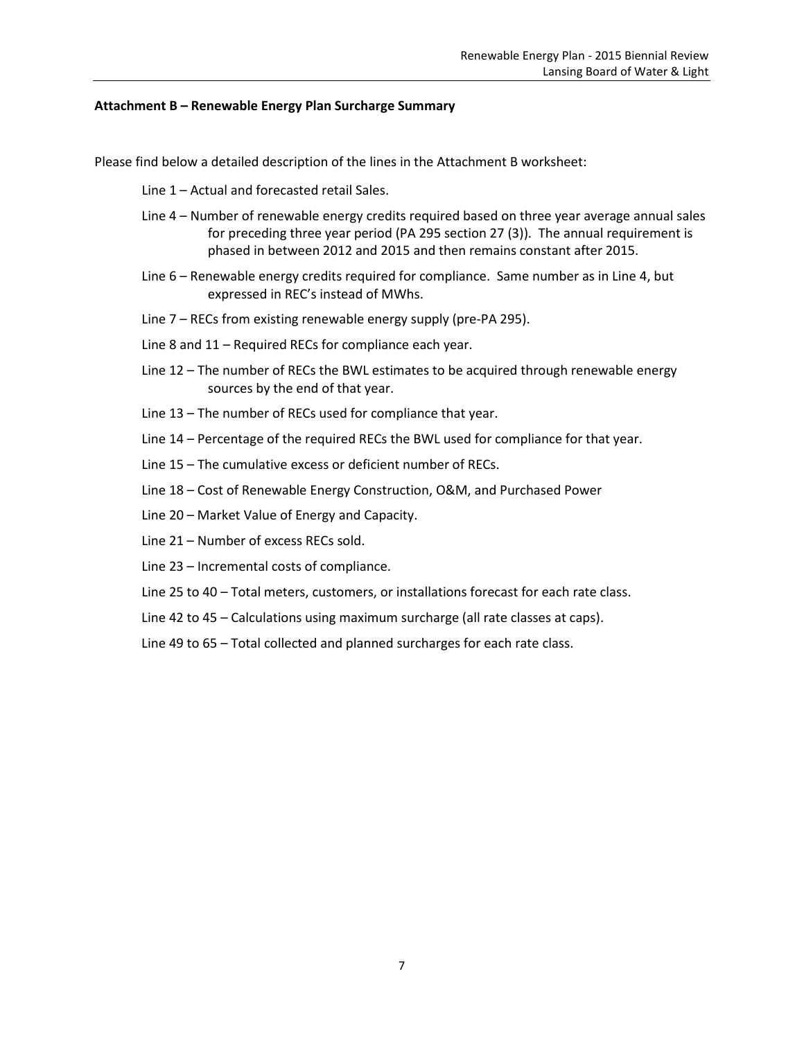**Attachment B – Renewable Energy Plan Surcharge Summary**

Please find below a detailed description of the lines in the Attachment B worksheet:

- Line 1 – Actual and forecasted retail Sales.
- Line 4 – Number of renewable energy credits required based on three year average annual sales for preceding three year period (PA 295 section 27 (3)). The annual requirement is phased in between 2012 and 2015 and then remains constant after 2015.
- Line 6 – Renewable energy credits required for compliance. Same number as in Line 4, but expressed in REC's instead of MWhs.
- Line 7 – RECs from existing renewable energy supply (pre-PA 295).
- Line 8 and 11 – Required RECs for compliance each year.
- Line 12 – The number of RECs the BWL estimates to be acquired through renewable energy sources by the end of that year.
- Line 13 – The number of RECs used for compliance that year.
- Line 14 – Percentage of the required RECs the BWL used for compliance for that year.
- Line 15 – The cumulative excess or deficient number of RECs.
- Line 18 – Cost of Renewable Energy Construction, O&M, and Purchased Power
- Line 20 – Market Value of Energy and Capacity.
- Line 21 – Number of excess RECs sold.
- Line 23 – Incremental costs of compliance.
- Line 25 to 40 – Total meters, customers, or installations forecast for each rate class.
- Line 42 to 45 – Calculations using maximum surcharge (all rate classes at caps).
- Line 49 to 65 – Total collected and planned surcharges for each rate class.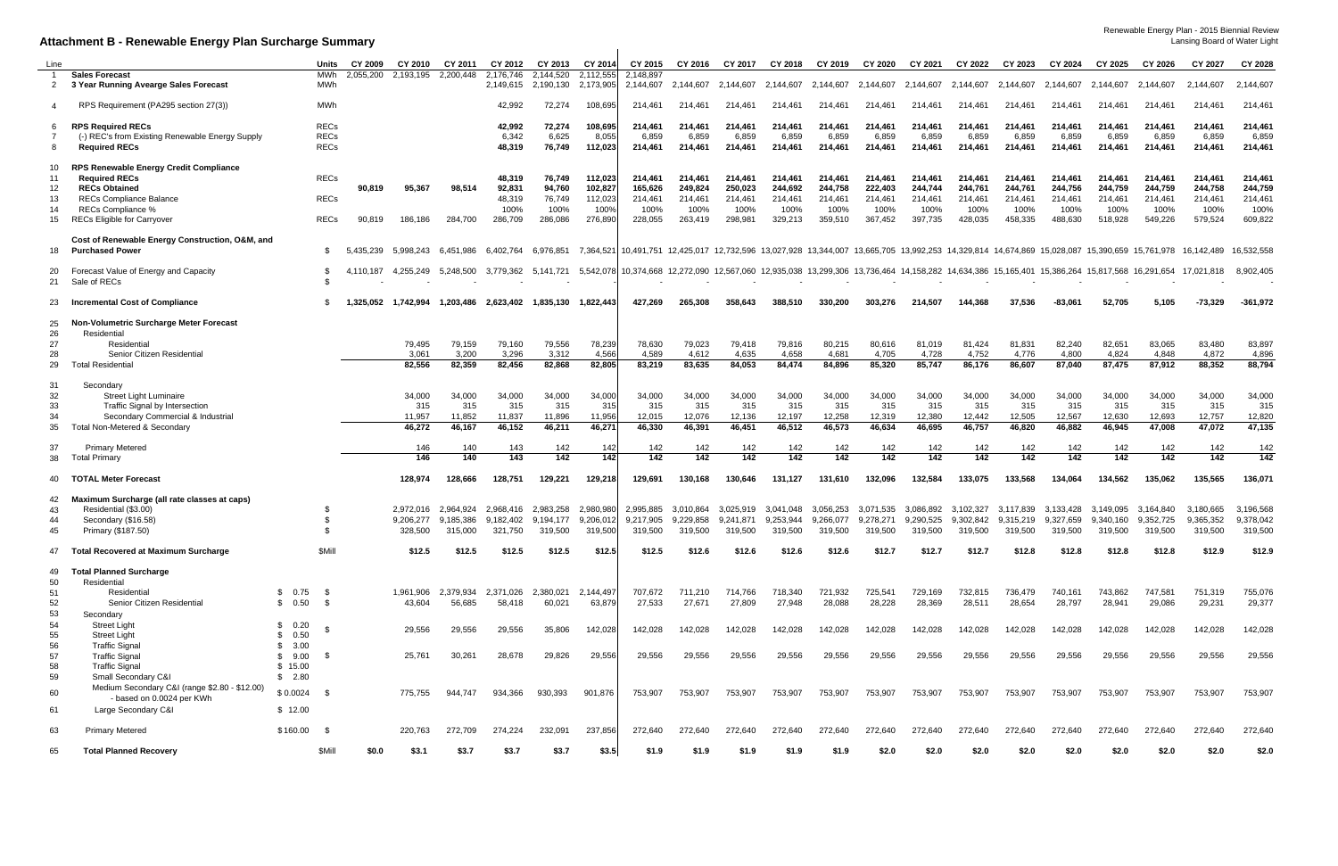# Attachment B - Renewable Energy Plan Surcharge Summary

| Line | | | Units | CY 2009 | CY 2010 | CY 2011 | CY 2012 | CY 2013 | CY 2014 | CY 2015 | CY 2016 | CY 2017 | CY 2018 | CY 2019 | CY 2020 | CY 2021 | CY 2022 | CY 2023 | CY 2024 | CY 2025 | CY 2026 | CY 2027 | CY 2028 |
|---|---|---|---|---|---|---|---|---|---|---|---|---|---|---|---|---|---|---|---|---|---|---|---|
| 1 | **Sales Forecast** | | MWh | 2,055,200 | 2,193,195 | 2,200,448 | 2,176,746 | 2,144,520 | 2,112,555 | 2,148,897 | | | | | | | | | | | | | |
| 2 | **3 Year Running Avearge Sales Forecast** | | MWh | | | | 2,149,615 | 2,190,130 | 2,173,905 | 2,144,607 | 2,144,607 | 2,144,607 | 2,144,607 | 2,144,607 | 2,144,607 | 2,144,607 | 2,144,607 | 2,144,607 | 2,144,607 | 2,144,607 | 2,144,607 | 2,144,607 | 2,144,607 |
| 4 | RPS Requirement (PA295 section 27(3)) | | MWh | | | | 42,992 | 72,274 | 108,695 | 214,461 | 214,461 | 214,461 | 214,461 | 214,461 | 214,461 | 214,461 | 214,461 | 214,461 | 214,461 | 214,461 | 214,461 | 214,461 | 214,461 |
| 6 | **RPS Required RECs** | | RECs | | | | **42,992** | **72,274** | **108,695** | **214,461** | **214,461** | **214,461** | **214,461** | **214,461** | **214,461** | **214,461** | **214,461** | **214,461** | **214,461** | **214,461** | **214,461** | **214,461** | **214,461** |
| 7 | (-) REC's from Existing Renewable Energy Supply | | RECs | | | | 6,342 | 6,625 | 8,055 | 6,859 | 6,859 | 6,859 | 6,859 | 6,859 | 6,859 | 6,859 | 6,859 | 6,859 | 6,859 | 6,859 | 6,859 | 6,859 | 6,859 |
| 8 | **Required RECs** | | RECs | | | | **48,319** | **76,749** | **112,023** | **214,461** | **214,461** | **214,461** | **214,461** | **214,461** | **214,461** | **214,461** | **214,461** | **214,461** | **214,461** | **214,461** | **214,461** | **214,461** | **214,461** |
| 10 | **RPS Renewable Energy Credit Compliance** | | | | | | | | | | | | | | | | | | | | | | |
| 11 | **Required RECs** | | RECs | | | | **48,319** | **76,749** | **112,023** | **214,461** | **214,461** | **214,461** | **214,461** | **214,461** | **214,461** | **214,461** | **214,461** | **214,461** | **214,461** | **214,461** | **214,461** | **214,461** | **214,461** |
| 12 | **RECs Obtained** | | | **90,819** | **95,367** | **98,514** | **92,831** | **94,760** | **102,827** | **165,626** | **249,824** | **250,023** | **244,692** | **244,758** | **222,403** | **244,744** | **244,761** | **244,761** | **244,756** | **244,759** | **244,759** | **244,758** | **244,759** |
| 13 | RECs Compliance Balance | | RECs | | | | 48,319 | 76,749 | 112,023 | 214,461 | 214,461 | 214,461 | 214,461 | 214,461 | 214,461 | 214,461 | 214,461 | 214,461 | 214,461 | 214,461 | 214,461 | 214,461 | 214,461 |
| 14 | RECs Compliance % | | | | | | 100% | 100% | 100% | 100% | 100% | 100% | 100% | 100% | 100% | 100% | 100% | 100% | 100% | 100% | 100% | 100% | 100% |
| 15 | RECs Eligible for Carryover | | RECs | 90,819 | 186,186 | 284,700 | 286,709 | 286,086 | 276,890 | 228,055 | 263,419 | 298,981 | 329,213 | 359,510 | 367,452 | 397,735 | 428,035 | 458,335 | 488,630 | 518,928 | 549,226 | 579,524 | 609,822 |
| 18 | **Cost of Renewable Energy Construction, O&M, and Purchased Power** | | $ | 5,435,239 | 5,998,243 | 6,451,986 | 6,402,764 | 6,976,851 | 7,364,521 | 10,491,751 | 12,425,017 | 12,732,596 | 13,027,928 | 13,344,007 | 13,665,705 | 13,992,253 | 14,329,814 | 14,674,869 | 15,028,087 | 15,390,659 | 15,761,978 | 16,142,489 | 16,532,558 |
| 20 | Forecast Value of Energy and Capacity | | $ | 4,110,187 | 4,255,249 | 5,248,500 | 3,779,362 | 5,141,721 | 5,542,078 | 10,374,668 | 12,272,090 | 12,567,060 | 12,935,038 | 13,299,306 | 13,736,464 | 14,158,282 | 14,634,386 | 15,165,401 | 15,386,264 | 15,817,568 | 16,291,654 | 17,021,818 | 8,902,405 |
| 21 | Sale of RECs | | $ | | - | - | - | - | - | - | - | - | - | - | - | - | - | - | - | - | - | - | - |
| 23 | **Incremental Cost of Compliance** | | $ | **1,325,052** | **1,742,994** | **1,203,486** | **2,623,402** | **1,835,130** | **1,822,443** | 427,269 | 265,308 | 358,643 | 388,510 | 330,200 | 303,276 | 214,507 | 144,368 | 37,536 | -83,061 | 52,705 | 5,105 | -73,329 | -361,972 |
| 25 | **Non-Volumetric Surcharge Meter Forecast** | | | | | | | | | | | | | | | | | | | | | | |
| 26 | Residential | | | | | | | | | | | | | | | | | | | | | | |
| 27 | Residential | | | | 79,495 | 79,159 | 79,160 | 79,556 | 78,239 | 78,630 | 79,023 | 79,418 | 79,816 | 80,215 | 80,616 | 81,019 | 81,424 | 81,831 | 82,240 | 82,651 | 83,065 | 83,480 | 83,897 |
| 28 | Senior Citizen Residential | | | | 3,061 | 3,200 | 3,296 | 3,312 | 4,566 | 4,589 | 4,612 | 4,635 | 4,658 | 4,681 | 4,705 | 4,728 | 4,752 | 4,776 | 4,800 | 4,824 | 4,848 | 4,872 | 4,896 |
| 29 | Total Residential | | | | **82,556** | **82,359** | **82,456** | **82,868** | **82,805** | **83,219** | **83,635** | **84,053** | **84,474** | **84,896** | **85,320** | **85,747** | **86,176** | **86,607** | **87,040** | **87,475** | **87,912** | **88,352** | **88,794** |
| 31 | Secondary | | | | | | | | | | | | | | | | | | | | | | |
| 32 | Street Light Luminaire | | | | 34,000 | 34,000 | 34,000 | 34,000 | 34,000 | 34,000 | 34,000 | 34,000 | 34,000 | 34,000 | 34,000 | 34,000 | 34,000 | 34,000 | 34,000 | 34,000 | 34,000 | 34,000 | 34,000 |
| 33 | Traffic Signal by Intersection | | | | 315 | 315 | 315 | 315 | 315 | 315 | 315 | 315 | 315 | 315 | 315 | 315 | 315 | 315 | 315 | 315 | 315 | 315 | 315 |
| 34 | Secondary Commercial & Industrial | | | | 11,957 | 11,852 | 11,837 | 11,896 | 11,956 | 12,015 | 12,076 | 12,136 | 12,197 | 12,258 | 12,319 | 12,380 | 12,442 | 12,505 | 12,567 | 12,630 | 12,693 | 12,757 | 12,820 |
| 35 | Total Non-Metered & Secondary | | | | **46,272** | **46,167** | **46,152** | **46,211** | **46,271** | **46,330** | **46,391** | **46,451** | **46,512** | **46,573** | **46,634** | **46,695** | **46,757** | **46,820** | **46,882** | **46,945** | **47,008** | **47,072** | **47,135** |
| 37 | Primary Metered | | | | 146 | 140 | 143 | 142 | 142 | 142 | 142 | 142 | 142 | 142 | 142 | 142 | 142 | 142 | 142 | 142 | 142 | 142 | 142 |
| 38 | Total Primary | | | | **146** | **140** | **143** | **142** | **142** | **142** | **142** | **142** | **142** | **142** | **142** | **142** | **142** | **142** | **142** | **142** | **142** | **142** | **142** |
| 40 | **TOTAL Meter Forecast** | | | | **128,974** | **128,666** | **128,751** | **129,221** | **129,218** | **129,691** | **130,168** | **130,646** | **131,127** | **131,610** | **132,096** | **132,584** | **133,075** | **133,568** | **134,064** | **134,562** | **135,062** | **135,565** | **136,071** |
| 42 | **Maximum Surcharge (all rate classes at caps)** | | | | | | | | | | | | | | | | | | | | | | |
| 43 | Residential ($3.00) | | $ | | 2,972,016 | 2,964,924 | 2,968,416 | 2,983,258 | 2,980,980 | 2,995,885 | 3,010,864 | 3,025,919 | 3,041,048 | 3,056,253 | 3,071,535 | 3,086,892 | 3,102,327 | 3,117,839 | 3,133,428 | 3,149,095 | 3,164,840 | 3,180,665 | 3,196,568 |
| 44 | Secondary ($16.58) | | $ | | 9,206,277 | 9,185,386 | 9,182,402 | 9,194,177 | 9,206,012 | 9,217,905 | 9,229,858 | 9,241,871 | 9,253,944 | 9,266,077 | 9,278,271 | 9,290,525 | 9,302,842 | 9,315,219 | 9,327,659 | 9,340,160 | 9,352,725 | 9,365,352 | 9,378,042 |
| 45 | Primary ($187.50) | | $ | | 328,500 | 315,000 | 321,750 | 319,500 | 319,500 | 319,500 | 319,500 | 319,500 | 319,500 | 319,500 | 319,500 | 319,500 | 319,500 | 319,500 | 319,500 | 319,500 | 319,500 | 319,500 | 319,500 |
| 47 | **Total Recovered at Maximum Surcharge** | | $Mill | | **$12.5** | **$12.5** | **$12.5** | **$12.5** | **$12.5** | **$12.5** | **$12.6** | **$12.6** | **$12.6** | **$12.6** | **$12.7** | **$12.7** | **$12.7** | **$12.8** | **$12.8** | **$12.8** | **$12.8** | **$12.9** | **$12.9** |
| 49 | **Total Planned Surcharge** | | | | | | | | | | | | | | | | | | | | | | |
| 50 | Residential | | | | | | | | | | | | | | | | | | | | | | |
| 51 | Residential | $ 0.75 | $ | | 1,961,906 | 2,379,934 | 2,371,026 | 2,380,021 | 2,144,497 | 707,672 | 711,210 | 714,766 | 718,340 | 721,932 | 725,541 | 729,169 | 732,815 | 736,479 | 740,161 | 743,862 | 747,581 | 751,319 | 755,076 |
| 52 | Senior Citizen Residential | $ 0.50 | $ | | 43,604 | 56,685 | 58,418 | 60,021 | 63,879 | 27,533 | 27,671 | 27,809 | 27,948 | 28,088 | 28,228 | 28,369 | 28,511 | 28,654 | 28,797 | 28,941 | 29,086 | 29,231 | 29,377 |
| 53 | Secondary | | | | | | | | | | | | | | | | | | | | | | |
| 54 | Street Light | $ 0.20 | $ | | 29,556 | 29,556 | 29,556 | 35,806 | 142,028 | 142,028 | 142,028 | 142,028 | 142,028 | 142,028 | 142,028 | 142,028 | 142,028 | 142,028 | 142,028 | 142,028 | 142,028 | 142,028 | 142,028 |
| 55 | Street Light | $ 0.50 | | | | | | | | | | | | | | | | | | | | | |
| 56 | Traffic Signal | $ 3.00 | | | | | | | | | | | | | | | | | | | | | |
| 57 | Traffic Signal | $ 9.00 | $ | | 25,761 | 30,261 | 28,678 | 29,826 | 29,556 | 29,556 | 29,556 | 29,556 | 29,556 | 29,556 | 29,556 | 29,556 | 29,556 | 29,556 | 29,556 | 29,556 | 29,556 | 29,556 | 29,556 |
| 58 | Traffic Signal | $ 15.00 | | | | | | | | | | | | | | | | | | | | | |
| 59 | Small Secondary C&I | $ 2.80 | | | | | | | | | | | | | | | | | | | | | |
| 60 | Medium Secondary C&I (range $2.80 - $12.00) - based on 0.0024 per KWh | $ 0.0024 | $ | | 775,755 | 944,747 | 934,366 | 930,393 | 901,876 | 753,907 | 753,907 | 753,907 | 753,907 | 753,907 | 753,907 | 753,907 | 753,907 | 753,907 | 753,907 | 753,907 | 753,907 | 753,907 | 753,907 |
| 61 | Large Secondary C&I | $ 12.00 | | | | | | | | | | | | | | | | | | | | | |
| 63 | Primary Metered | $160.00 | $ | | 220,763 | 272,709 | 274,224 | 232,091 | 237,856 | 272,640 | 272,640 | 272,640 | 272,640 | 272,640 | 272,640 | 272,640 | 272,640 | 272,640 | 272,640 | 272,640 | 272,640 | 272,640 | 272,640 |
| 65 | **Total Planned Recovery** | | $Mill | **$0.0** | **$3.1** | **$3.7** | **$3.7** | **$3.7** | **$3.5** | **$1.9** | **$1.9** | **$1.9** | **$1.9** | **$1.9** | **$2.0** | **$2.0** | **$2.0** | **$2.0** | **$2.0** | **$2.0** | **$2.0** | **$2.0** | **$2.0** |